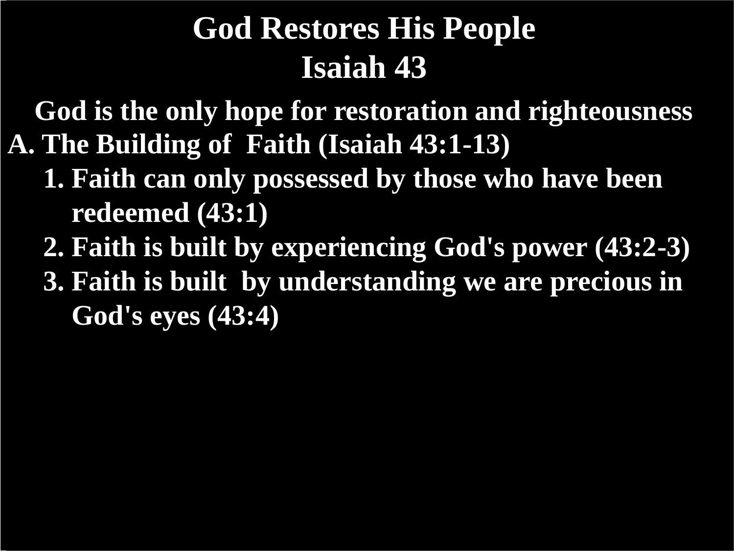# God Restores His People
# Isaiah 43

**God is the only hope for restoration and righteousness**

**A. The Building of Faith (Isaiah 43:1-13)**

1. **Faith can only possessed by those who have been redeemed (43:1)**
2. **Faith is built by experiencing God's power (43:2-3)**
3. **Faith is built by understanding we are precious in God's eyes (43:4)**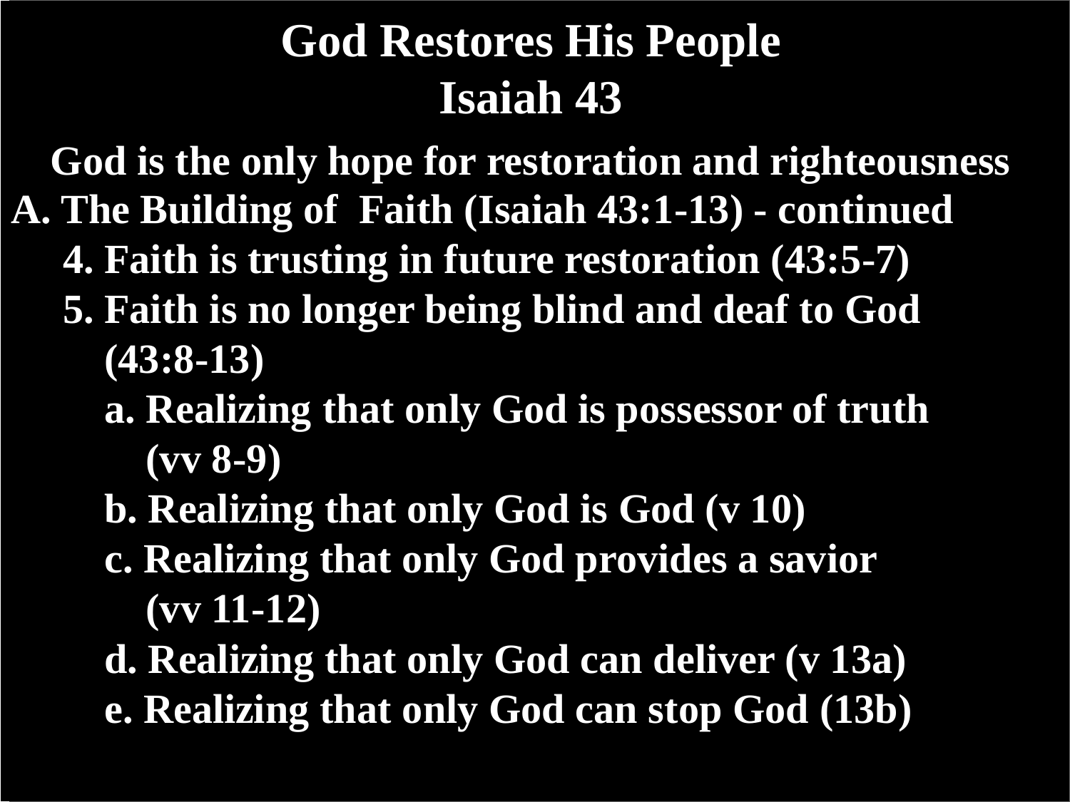# God Restores His People
# Isaiah 43

**God is the only hope for restoration and righteousness**

**A. The Building of Faith (Isaiah 43:1-13) - continued**

- **4. Faith is trusting in future restoration (43:5-7)**
- **5. Faith is no longer being blind and deaf to God (43:8-13)**
  - **a. Realizing that only God is possessor of truth (vv 8-9)**
  - **b. Realizing that only God is God (v 10)**
  - **c. Realizing that only God provides a savior (vv 11-12)**
  - **d. Realizing that only God can deliver (v 13a)**
  - **e. Realizing that only God can stop God (13b)**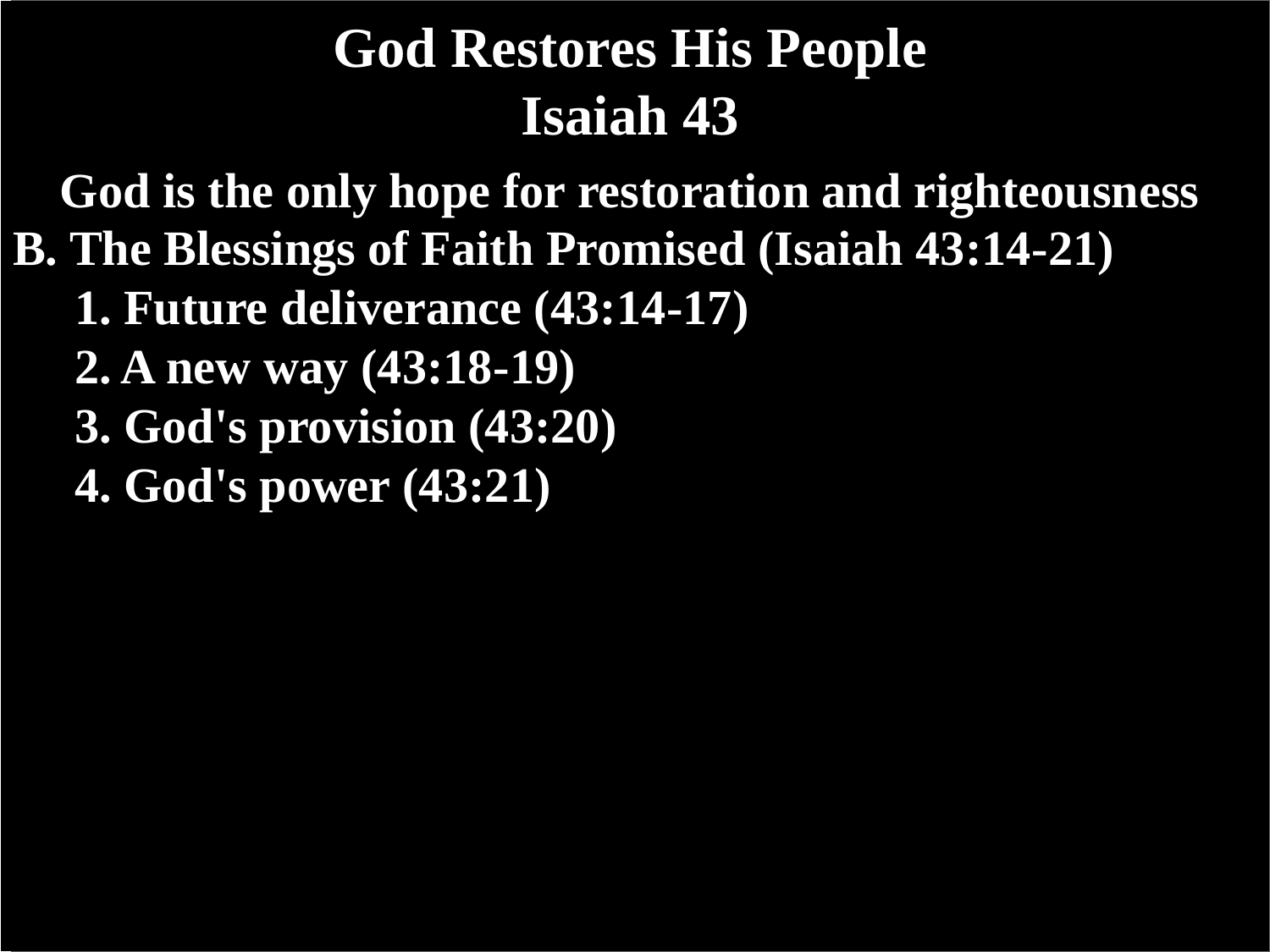# God Restores His People
# Isaiah 43

**God is the only hope for restoration and righteousness**

**B. The Blessings of Faith Promised (Isaiah 43:14-21)**

- **1. Future deliverance (43:14-17)**
- **2. A new way (43:18-19)**
- **3. God's provision (43:20)**
- **4. God's power (43:21)**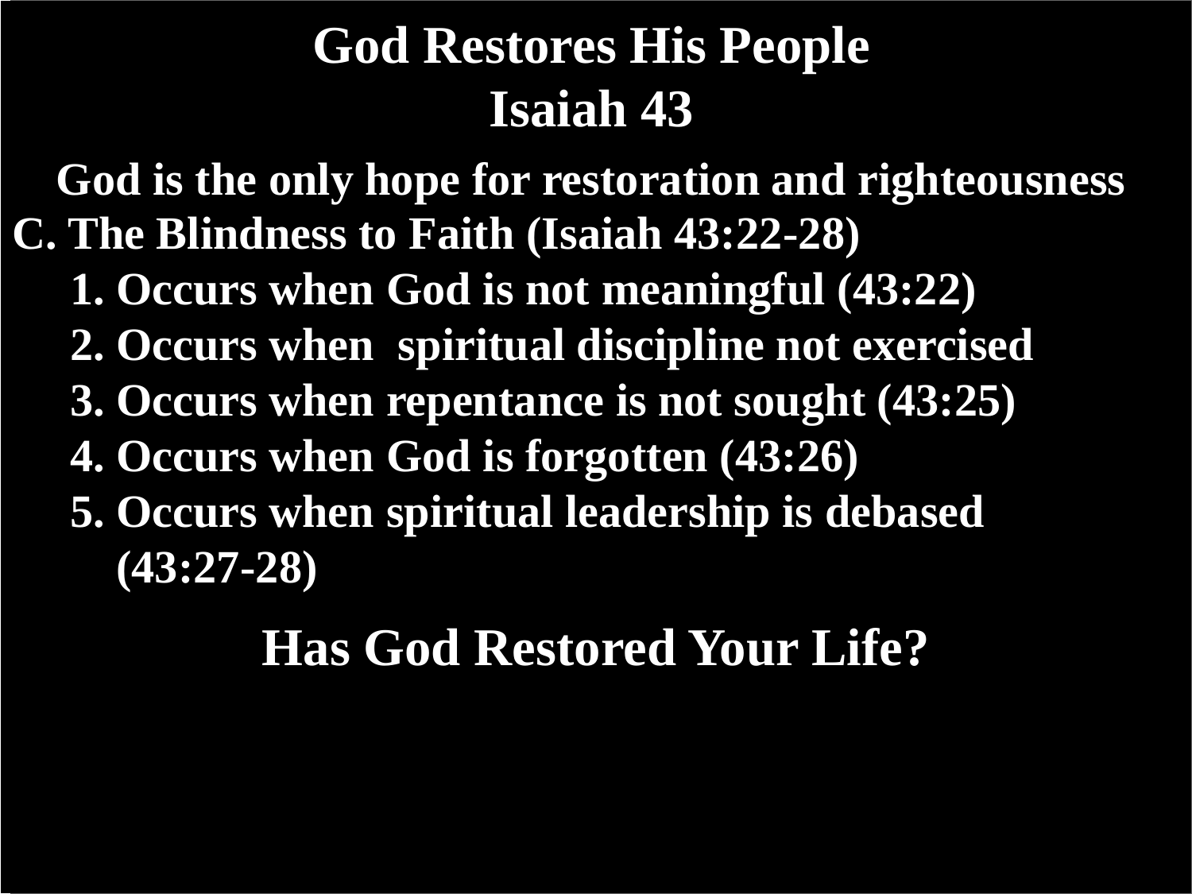# God Restores His People
## Isaiah 43

**God is the only hope for restoration and righteousness**

**C. The Blindness to Faith (Isaiah 43:22-28)**

1. **Occurs when God is not meaningful (43:22)**
2. **Occurs when spiritual discipline not exercised**
3. **Occurs when repentance is not sought (43:25)**
4. **Occurs when God is forgotten (43:26)**
5. **Occurs when spiritual leadership is debased (43:27-28)**

## Has God Restored Your Life?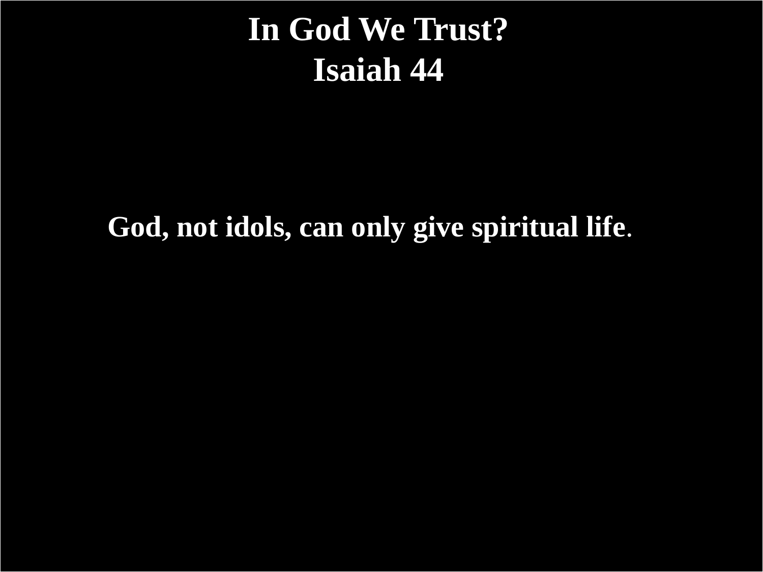# In God We Trust?
# Isaiah 44

**God, not idols, can only give spiritual life.**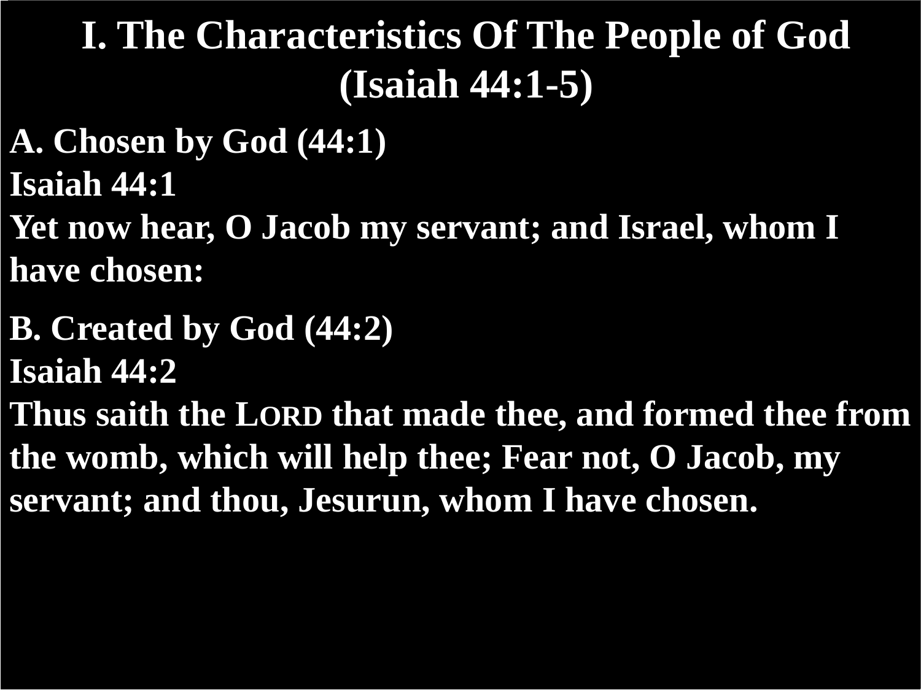# I. The Characteristics Of The People of God (Isaiah 44:1-5)

**A. Chosen by God (44:1)**

**Isaiah 44:1**

**Yet now hear, O Jacob my servant; and Israel, whom I have chosen:**

**B. Created by God (44:2)**

**Isaiah 44:2**

**Thus saith the LORD that made thee, and formed thee from the womb, which will help thee; Fear not, O Jacob, my servant; and thou, Jesurun, whom I have chosen.**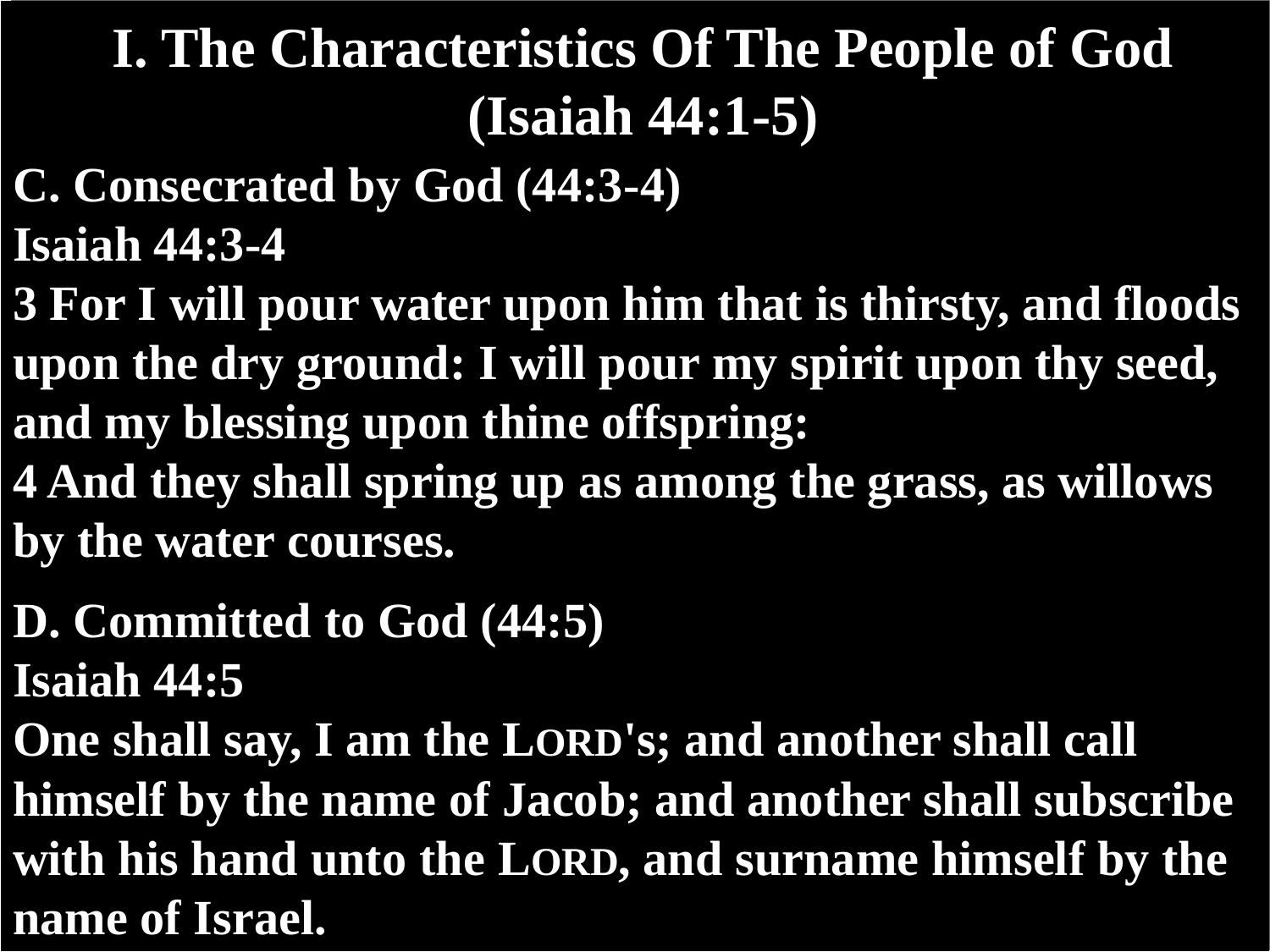# I. The Characteristics Of The People of God (Isaiah 44:1-5)

**C. Consecrated by God (44:3-4)**

**Isaiah 44:3-4**

**3 For I will pour water upon him that is thirsty, and floods upon the dry ground: I will pour my spirit upon thy seed, and my blessing upon thine offspring:**

**4 And they shall spring up as among the grass, as willows by the water courses.**

**D. Committed to God (44:5)**

**Isaiah 44:5**

**One shall say, I am the LORD's; and another shall call himself by the name of Jacob; and another shall subscribe with his hand unto the LORD, and surname himself by the name of Israel.**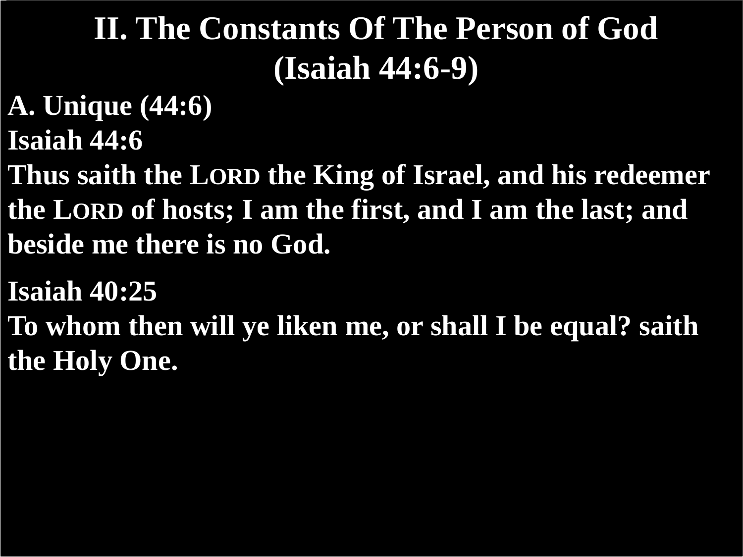# II. The Constants Of The Person of God (Isaiah 44:6-9)

**A. Unique (44:6)**

**Isaiah 44:6**

**Thus saith the LORD the King of Israel, and his redeemer the LORD of hosts; I am the first, and I am the last; and beside me there is no God.**

**Isaiah 40:25**

**To whom then will ye liken me, or shall I be equal? saith the Holy One.**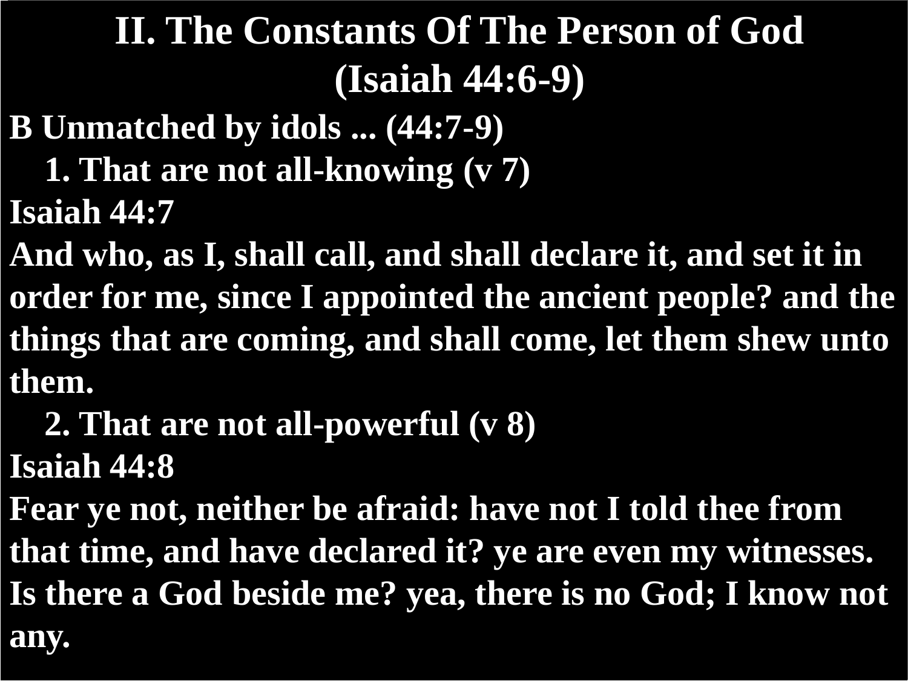# II. The Constants Of The Person of God (Isaiah 44:6-9)

**B Unmatched by idols ... (44:7-9)**

**1. That are not all-knowing (v 7)**

**Isaiah 44:7**

**And who, as I, shall call, and shall declare it, and set it in order for me, since I appointed the ancient people? and the things that are coming, and shall come, let them shew unto them.**

**2. That are not all-powerful (v 8)**

**Isaiah 44:8**

**Fear ye not, neither be afraid: have not I told thee from that time, and have declared it? ye are even my witnesses. Is there a God beside me? yea, there is no God; I know not any.**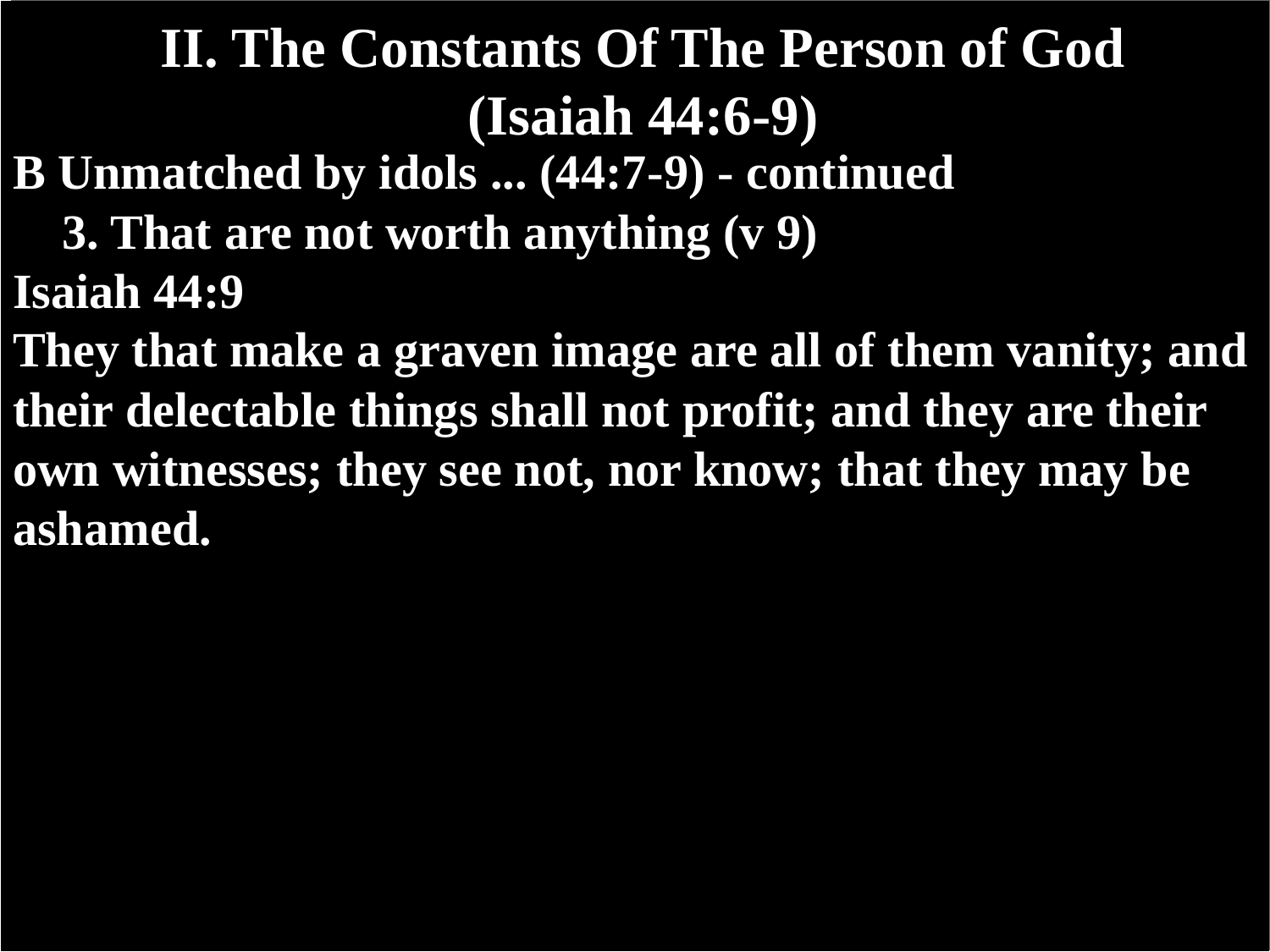# II. The Constants Of The Person of God (Isaiah 44:6-9)

**B Unmatched by idols ... (44:7-9) - continued**

**3. That are not worth anything (v 9)**

**Isaiah 44:9**

**They that make a graven image are all of them vanity; and their delectable things shall not profit; and they are their own witnesses; they see not, nor know; that they may be ashamed.**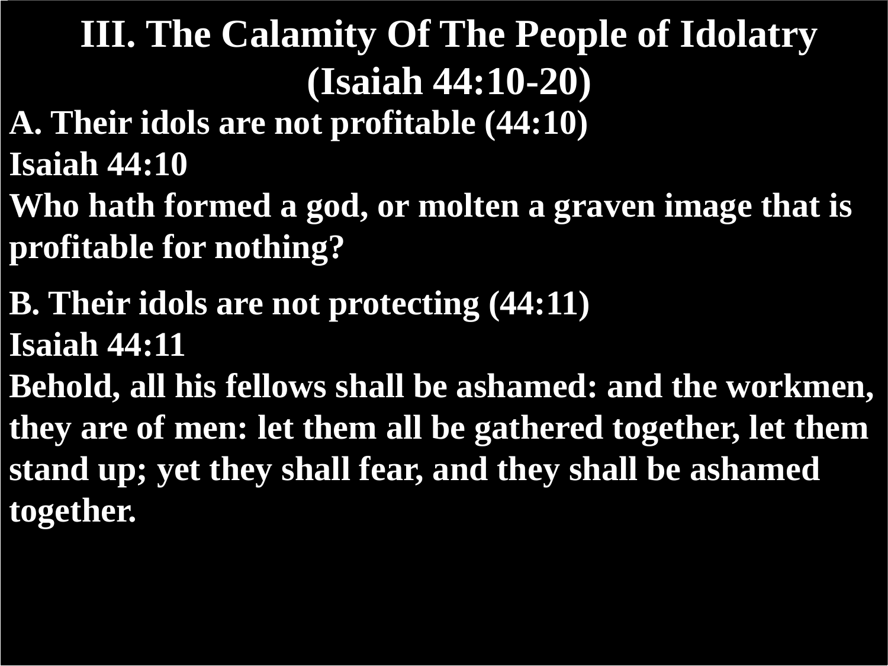# III. The Calamity Of The People of Idolatry (Isaiah 44:10-20)

**A. Their idols are not profitable (44:10)**

**Isaiah 44:10**

**Who hath formed a god, or molten a graven image that is profitable for nothing?**

**B. Their idols are not protecting (44:11)**

**Isaiah 44:11**

**Behold, all his fellows shall be ashamed: and the workmen, they are of men: let them all be gathered together, let them stand up; yet they shall fear, and they shall be ashamed together.**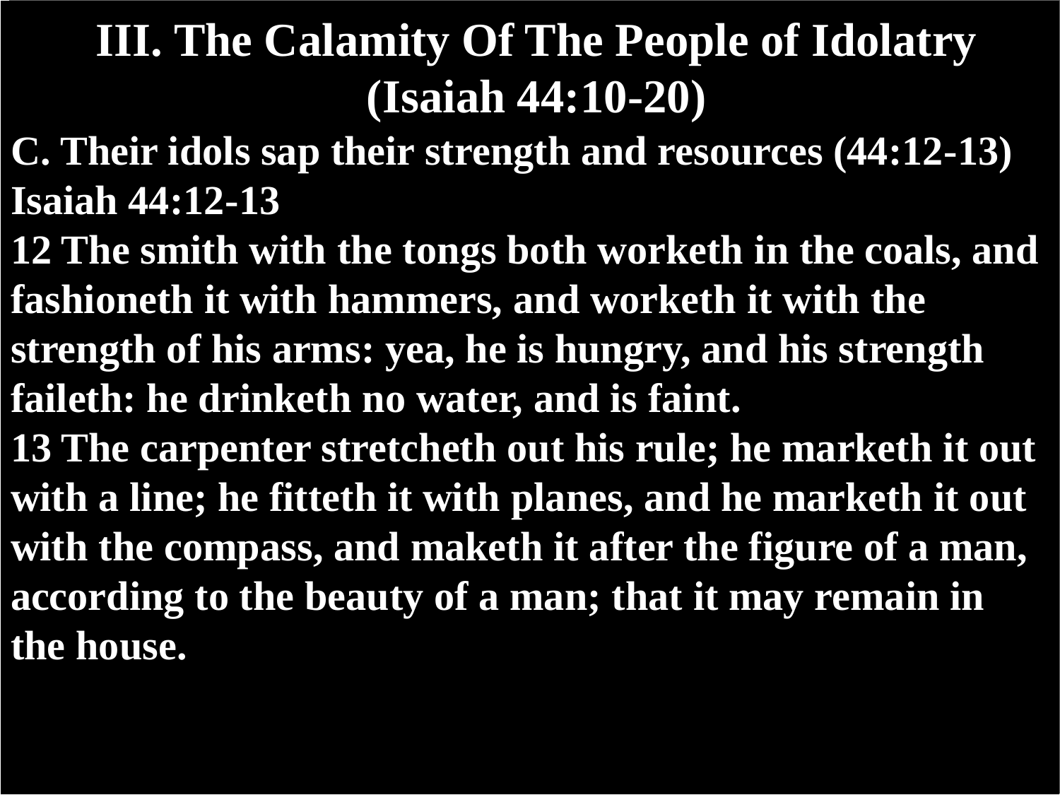# III. The Calamity Of The People of Idolatry (Isaiah 44:10-20)

**C. Their idols sap their strength and resources (44:12-13)**

**Isaiah 44:12-13**

**12 The smith with the tongs both worketh in the coals, and fashioneth it with hammers, and worketh it with the strength of his arms: yea, he is hungry, and his strength faileth: he drinketh no water, and is faint.**

**13 The carpenter stretcheth out his rule; he marketh it out with a line; he fitteth it with planes, and he marketh it out with the compass, and maketh it after the figure of a man, according to the beauty of a man; that it may remain in the house.**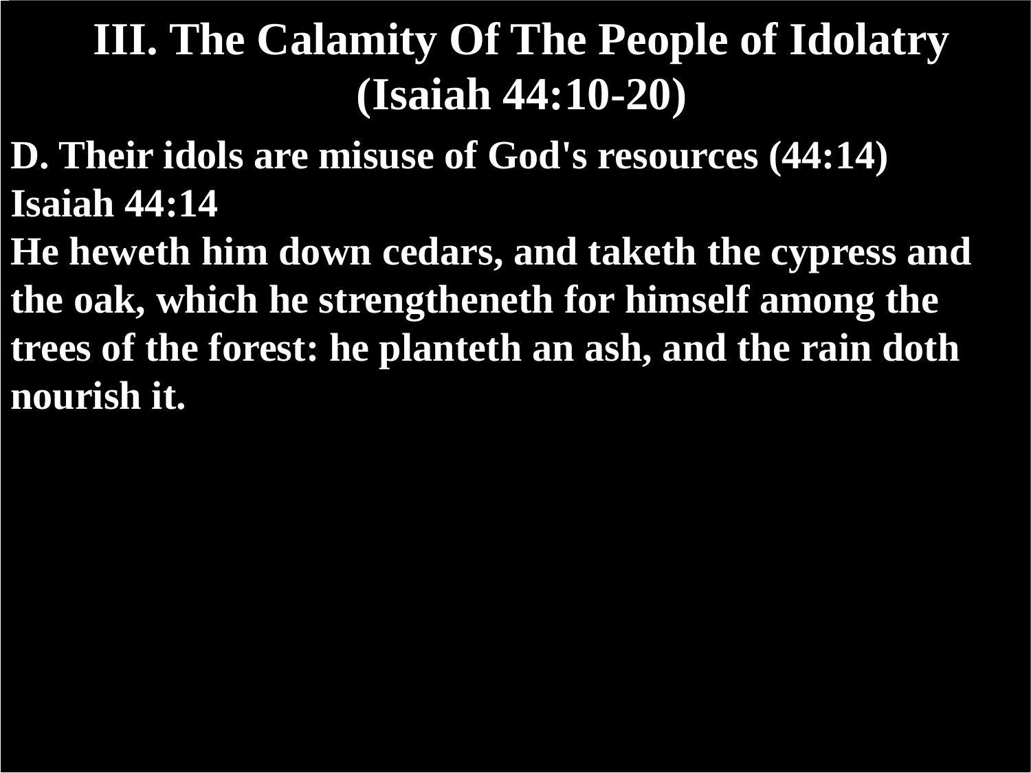# III. The Calamity Of The People of Idolatry (Isaiah 44:10-20)

**D. Their idols are misuse of God's resources (44:14)**

**Isaiah 44:14**

**He heweth him down cedars, and taketh the cypress and the oak, which he strengtheneth for himself among the trees of the forest: he planteth an ash, and the rain doth nourish it.**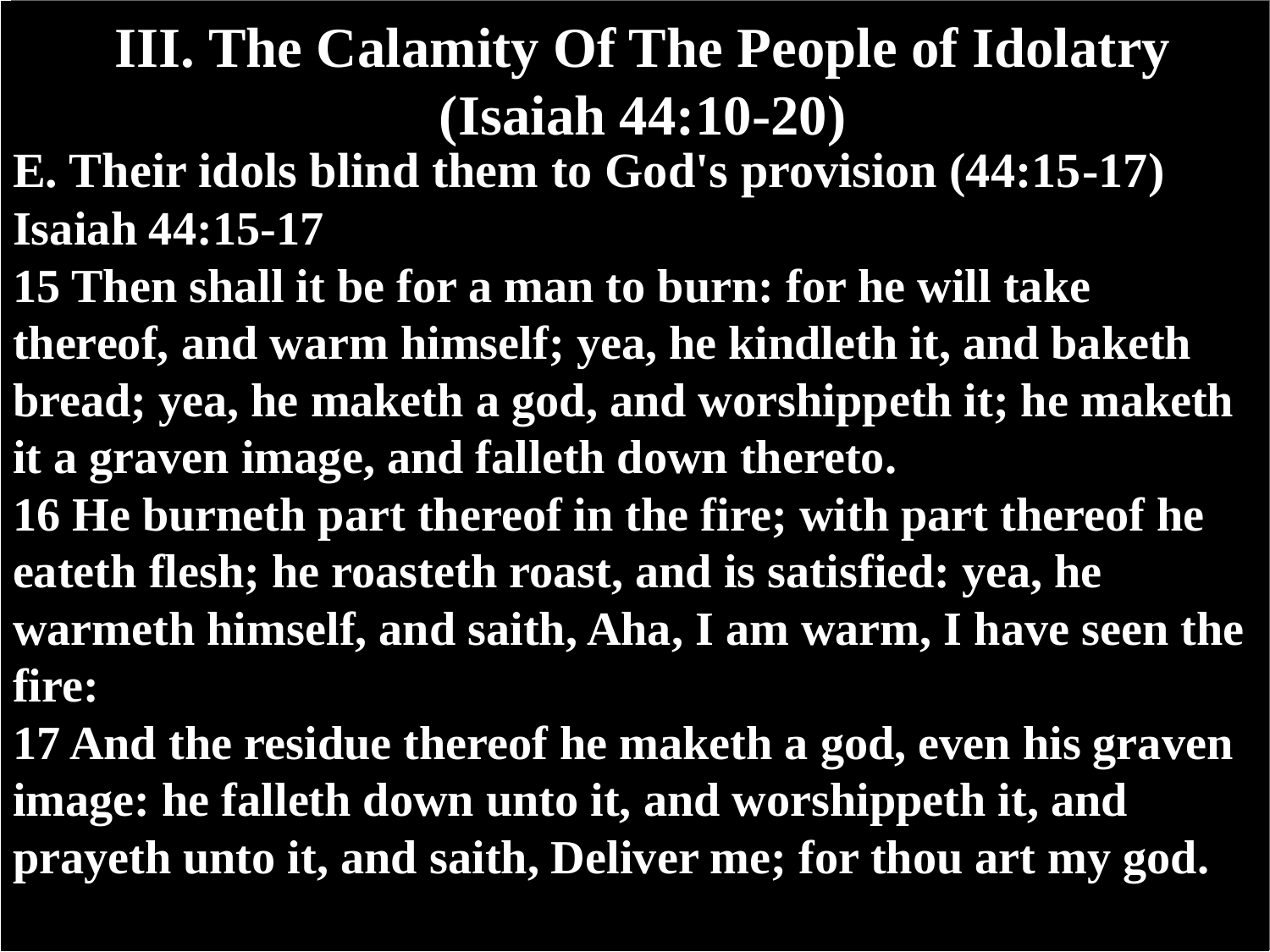# III. The Calamity Of The People of Idolatry (Isaiah 44:10-20)

**E. Their idols blind them to God's provision (44:15-17)**

**Isaiah 44:15-17**

**15 Then shall it be for a man to burn: for he will take thereof, and warm himself; yea, he kindleth it, and baketh bread; yea, he maketh a god, and worshippeth it; he maketh it a graven image, and falleth down thereto.**

**16 He burneth part thereof in the fire; with part thereof he eateth flesh; he roasteth roast, and is satisfied: yea, he warmeth himself, and saith, Aha, I am warm, I have seen the fire:**

**17 And the residue thereof he maketh a god, even his graven image: he falleth down unto it, and worshippeth it, and prayeth unto it, and saith, Deliver me; for thou art my god.**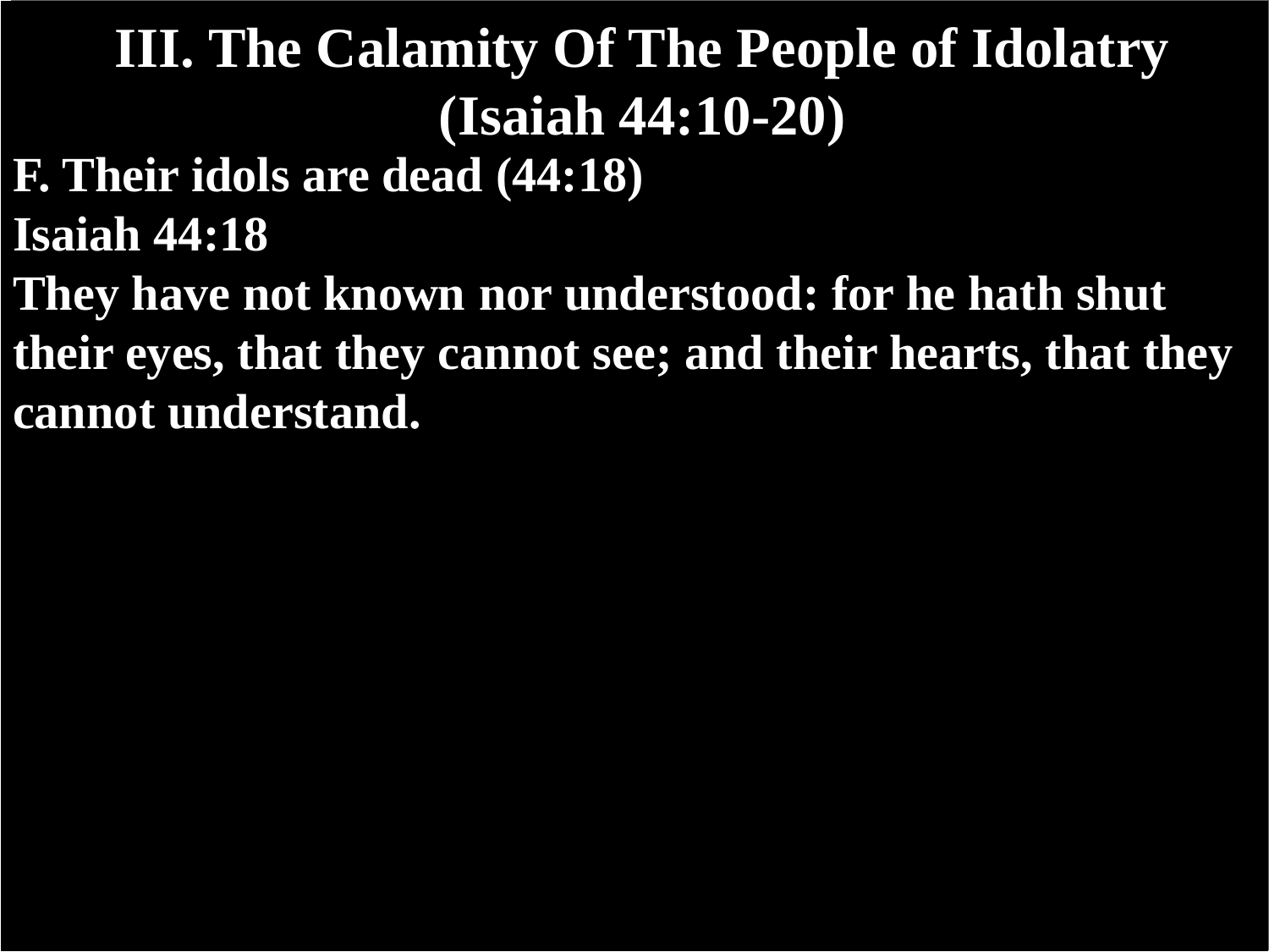# III. The Calamity Of The People of Idolatry (Isaiah 44:10-20)

**F. Their idols are dead (44:18)**

**Isaiah 44:18**

**They have not known nor understood: for he hath shut their eyes, that they cannot see; and their hearts, that they cannot understand.**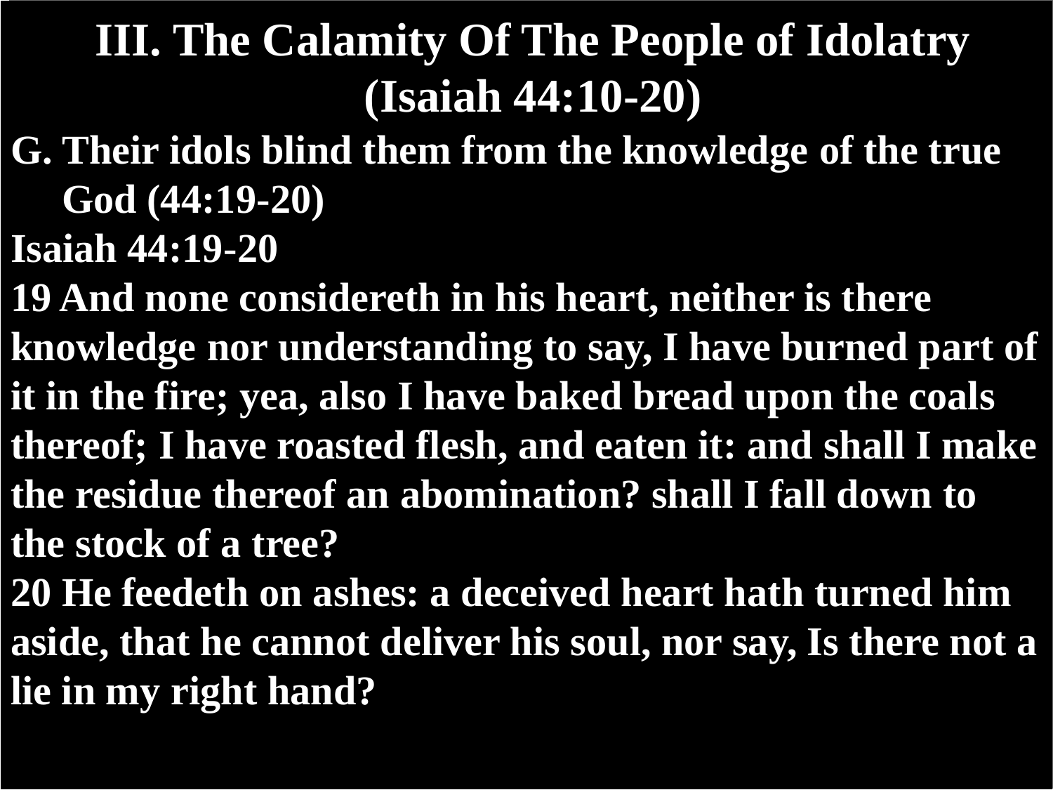# III. The Calamity Of The People of Idolatry (Isaiah 44:10-20)

**G. Their idols blind them from the knowledge of the true God (44:19-20)**

**Isaiah 44:19-20**

**19 And none considereth in his heart, neither is there knowledge nor understanding to say, I have burned part of it in the fire; yea, also I have baked bread upon the coals thereof; I have roasted flesh, and eaten it: and shall I make the residue thereof an abomination? shall I fall down to the stock of a tree?**

**20 He feedeth on ashes: a deceived heart hath turned him aside, that he cannot deliver his soul, nor say, Is there not a lie in my right hand?**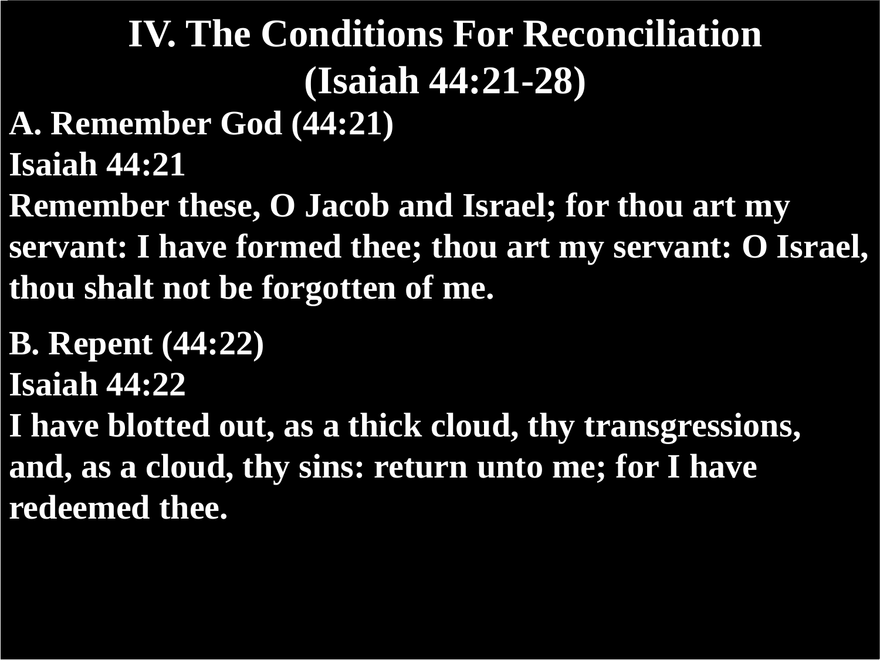# IV. The Conditions For Reconciliation (Isaiah 44:21-28)

**A. Remember God (44:21)**

**Isaiah 44:21**

**Remember these, O Jacob and Israel; for thou art my servant: I have formed thee; thou art my servant: O Israel, thou shalt not be forgotten of me.**

**B. Repent (44:22)**

**Isaiah 44:22**

**I have blotted out, as a thick cloud, thy transgressions, and, as a cloud, thy sins: return unto me; for I have redeemed thee.**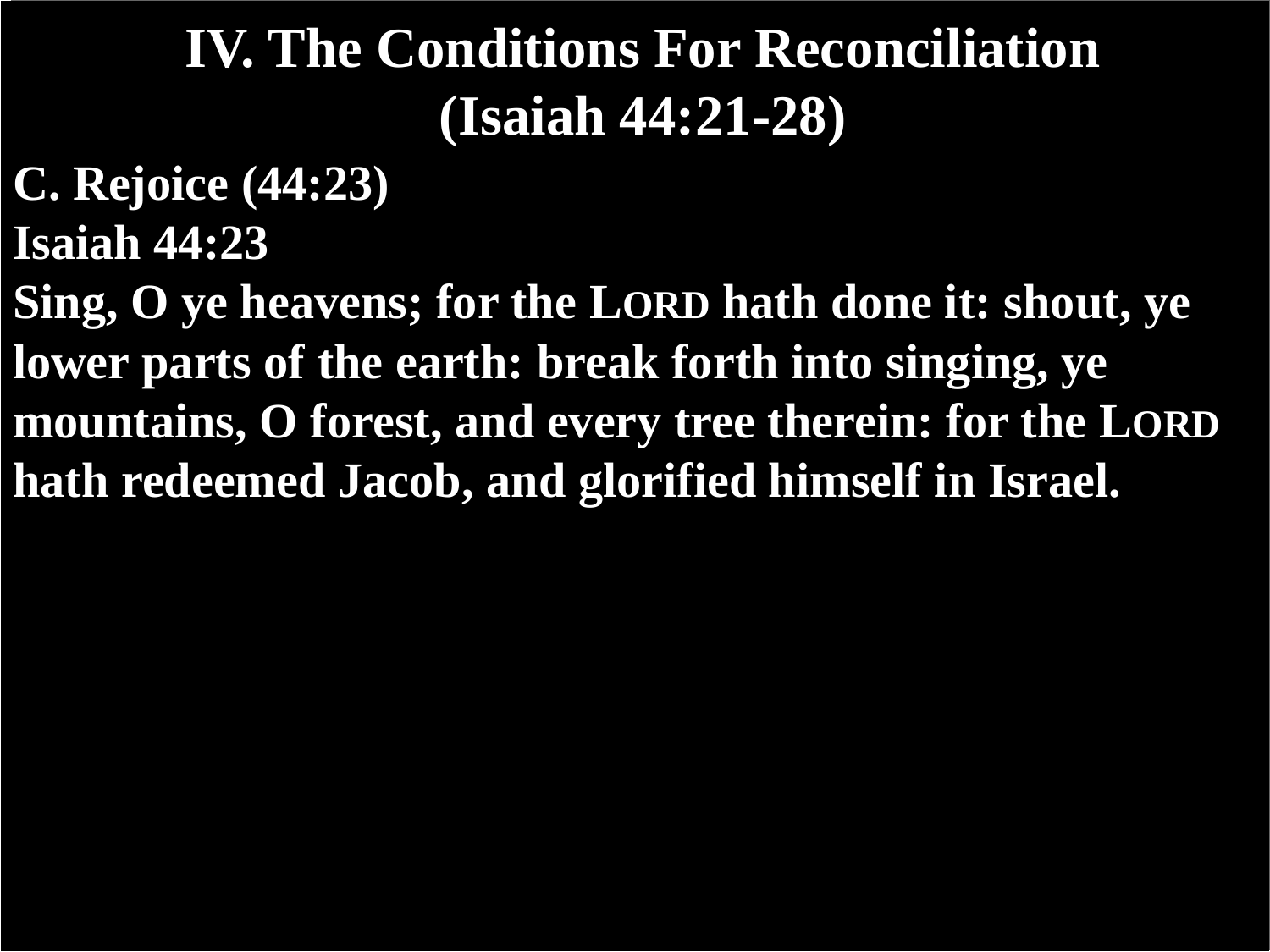# IV. The Conditions For Reconciliation (Isaiah 44:21-28)

**C. Rejoice (44:23)**

**Isaiah 44:23**

**Sing, O ye heavens; for the LORD hath done it: shout, ye lower parts of the earth: break forth into singing, ye mountains, O forest, and every tree therein: for the LORD hath redeemed Jacob, and glorified himself in Israel.**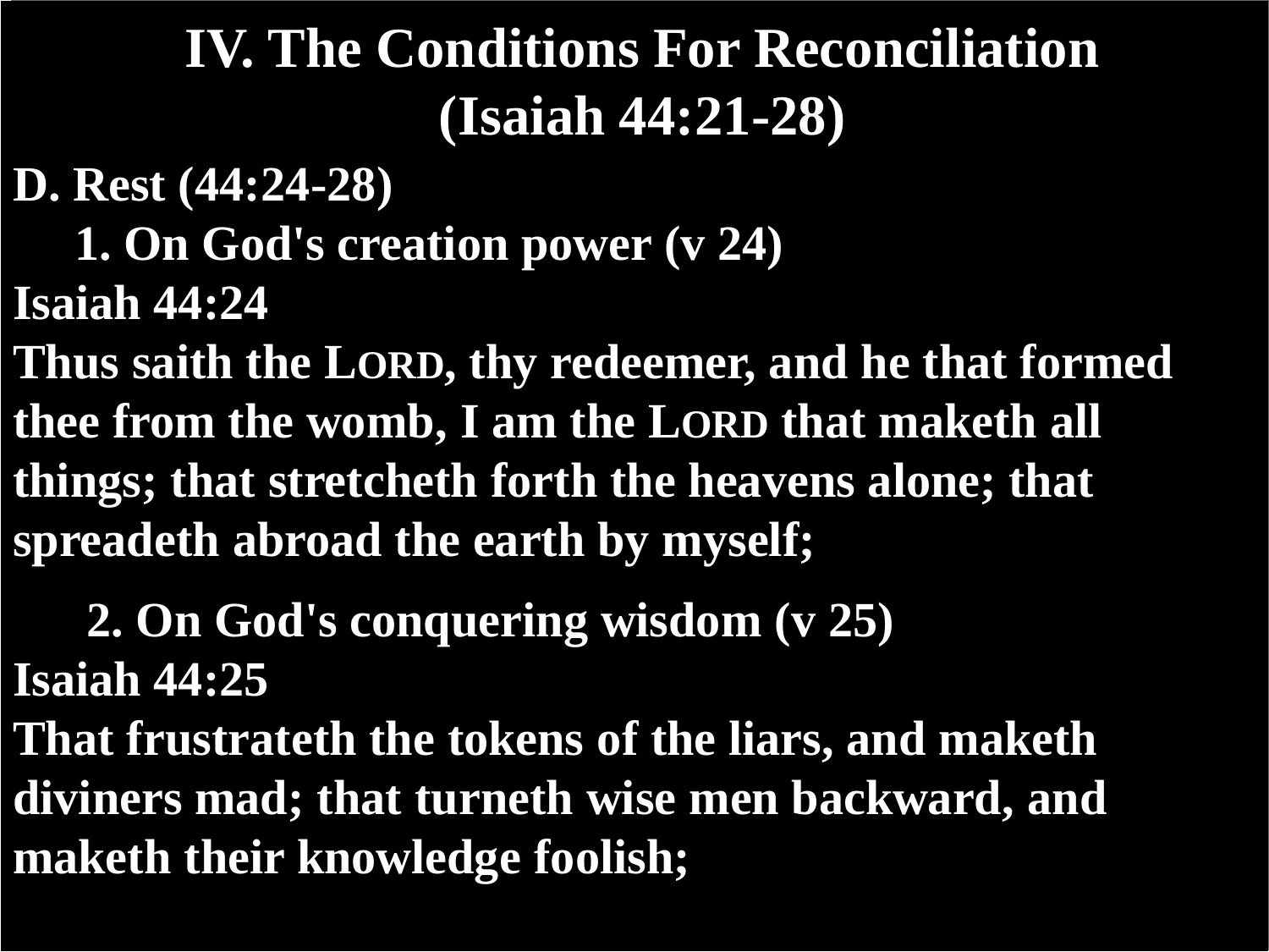# IV. The Conditions For Reconciliation (Isaiah 44:21-28)

**D. Rest (44:24-28)**

**1. On God's creation power (v 24)**

**Isaiah 44:24**

**Thus saith the LORD, thy redeemer, and he that formed thee from the womb, I am the LORD that maketh all things; that stretcheth forth the heavens alone; that spreadeth abroad the earth by myself;**

**2. On God's conquering wisdom (v 25)**

**Isaiah 44:25**

**That frustrateth the tokens of the liars, and maketh diviners mad; that turneth wise men backward, and maketh their knowledge foolish;**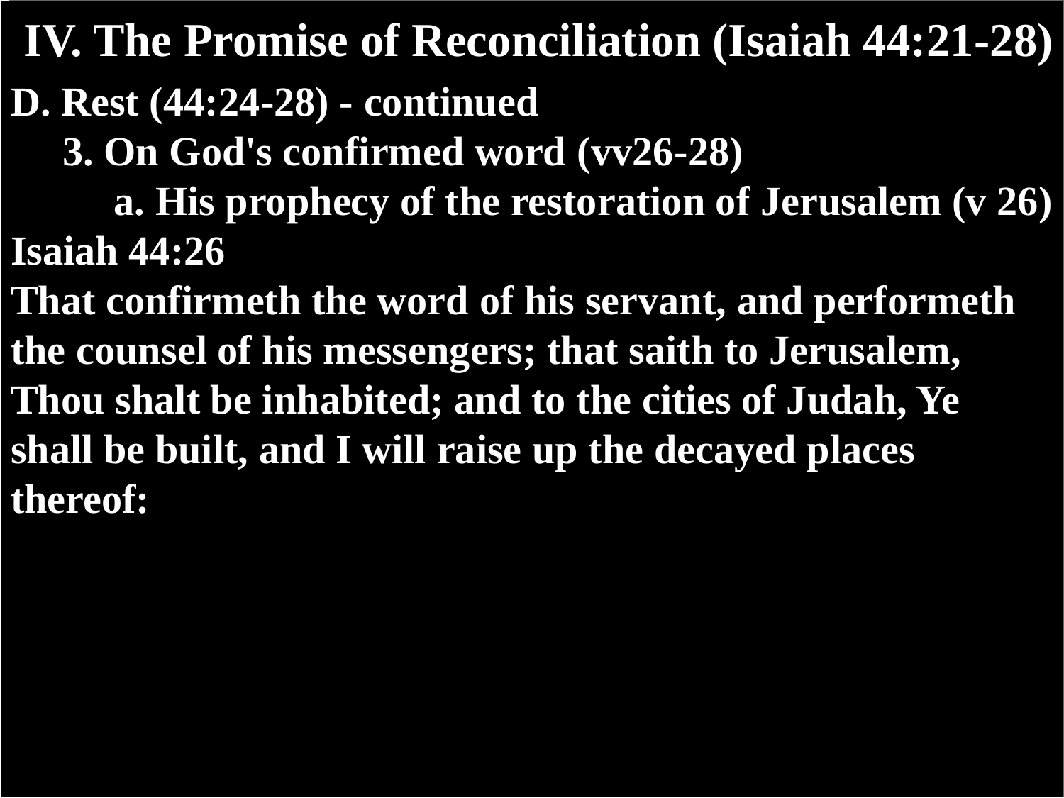# IV. The Promise of Reconciliation (Isaiah 44:21-28)

**D. Rest (44:24-28) - continued**

**3. On God's confirmed word (vv26-28)**

**a. His prophecy of the restoration of Jerusalem (v 26)**

**Isaiah 44:26**

**That confirmeth the word of his servant, and performeth the counsel of his messengers; that saith to Jerusalem, Thou shalt be inhabited; and to the cities of Judah, Ye shall be built, and I will raise up the decayed places thereof:**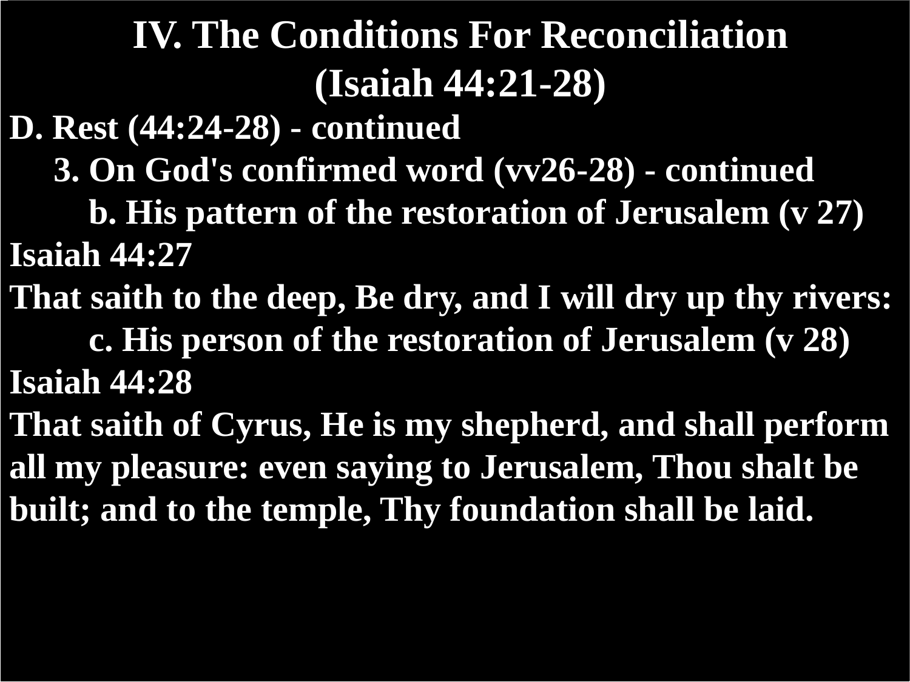# IV. The Conditions For Reconciliation (Isaiah 44:21-28)

**D. Rest (44:24-28) - continued**

**3. On God's confirmed word (vv26-28) - continued**

**b. His pattern of the restoration of Jerusalem (v 27)**

**Isaiah 44:27**

**That saith to the deep, Be dry, and I will dry up thy rivers:**

**c. His person of the restoration of Jerusalem (v 28)**

**Isaiah 44:28**

**That saith of Cyrus, He is my shepherd, and shall perform all my pleasure: even saying to Jerusalem, Thou shalt be built; and to the temple, Thy foundation shall be laid.**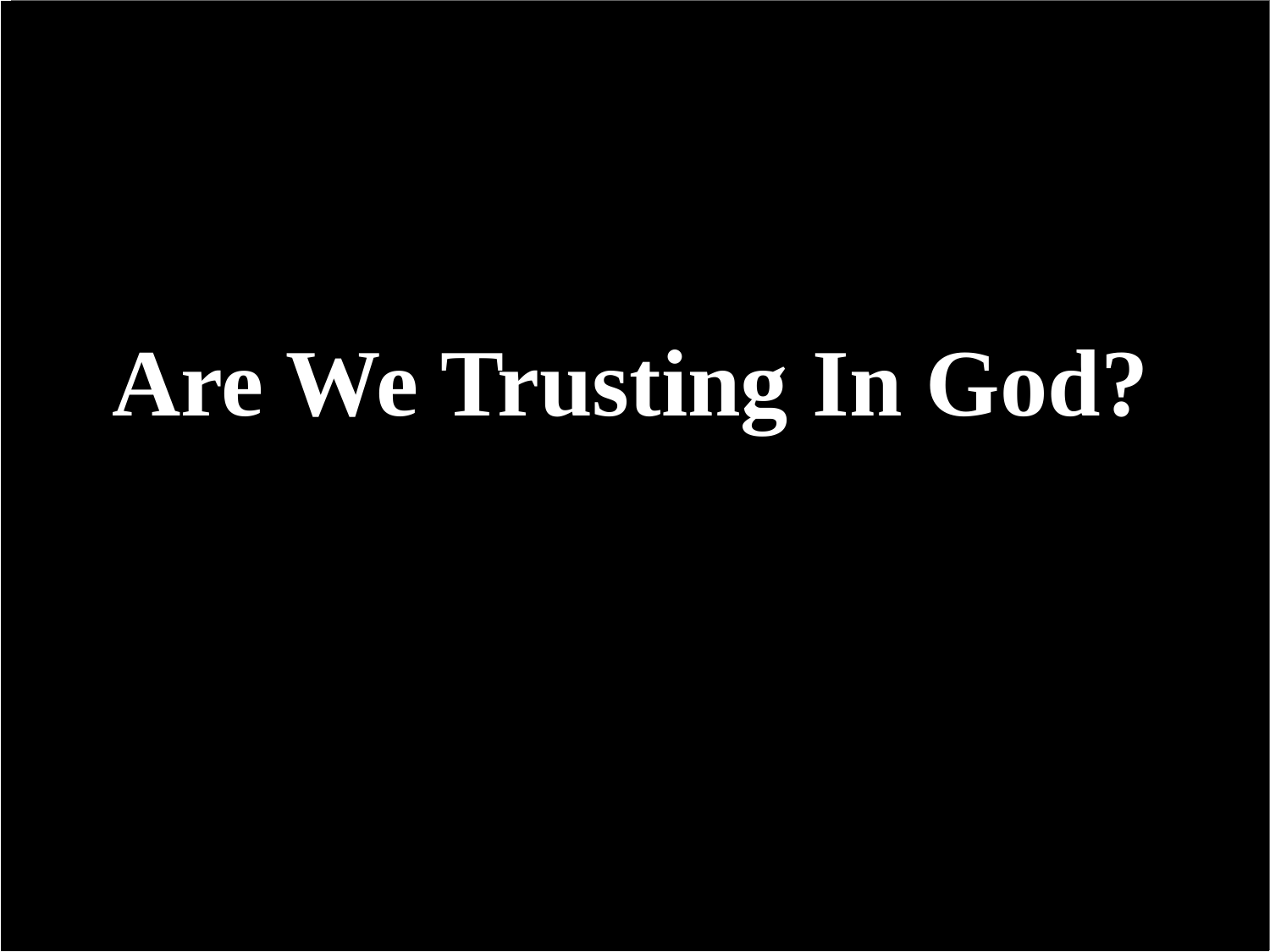# Are We Trusting In God?